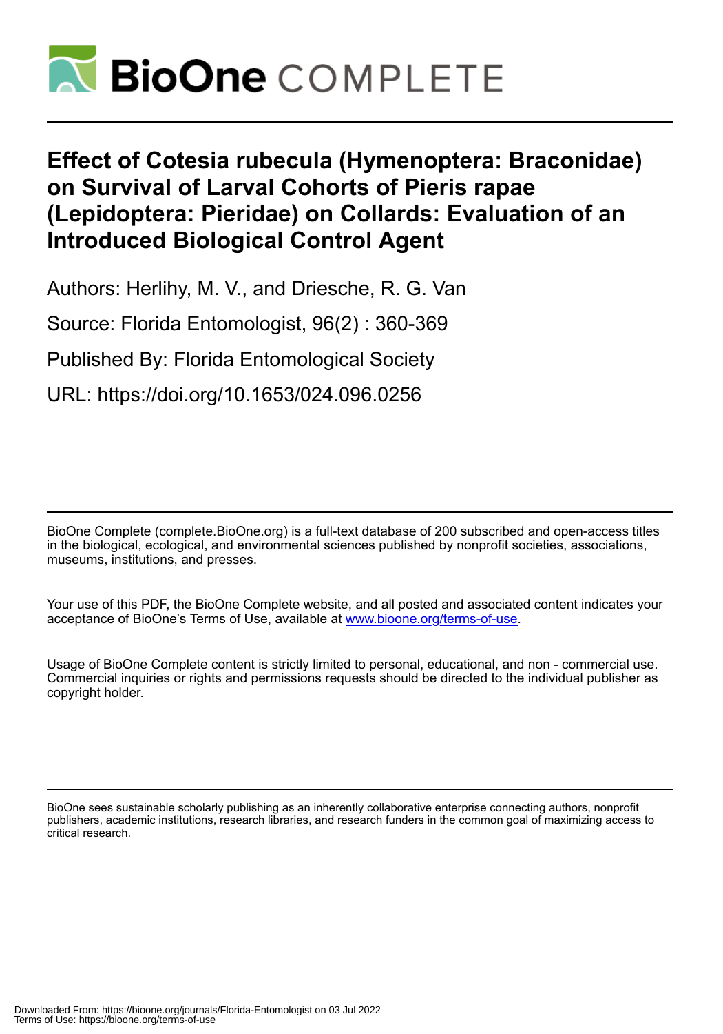# Effect of Cotesia rubecula (Hymenoptera: Braconidae) on Survival of Larval Cohorts of Pieris rapae (Lepidoptera: Pieridae) on Collards: Evaluation of an Introduced Biological Control Agent

Authors: Herlihy, M. V., and Driesche, R. G. Van

Source: Florida Entomologist, 96(2) : 360-369

Published By: Florida Entomological Society

URL: https://doi.org/10.1653/024.096.0256

BioOne Complete (complete.BioOne.org) is a full-text database of 200 subscribed and open-access titles in the biological, ecological, and environmental sciences published by nonprofit societies, associations, museums, institutions, and presses.

Your use of this PDF, the BioOne Complete website, and all posted and associated content indicates your acceptance of BioOne's Terms of Use, available at www.bioone.org/terms-of-use.

Usage of BioOne Complete content is strictly limited to personal, educational, and non - commercial use. Commercial inquiries or rights and permissions requests should be directed to the individual publisher as copyright holder.

BioOne sees sustainable scholarly publishing as an inherently collaborative enterprise connecting authors, nonprofit publishers, academic institutions, research libraries, and research funders in the common goal of maximizing access to critical research.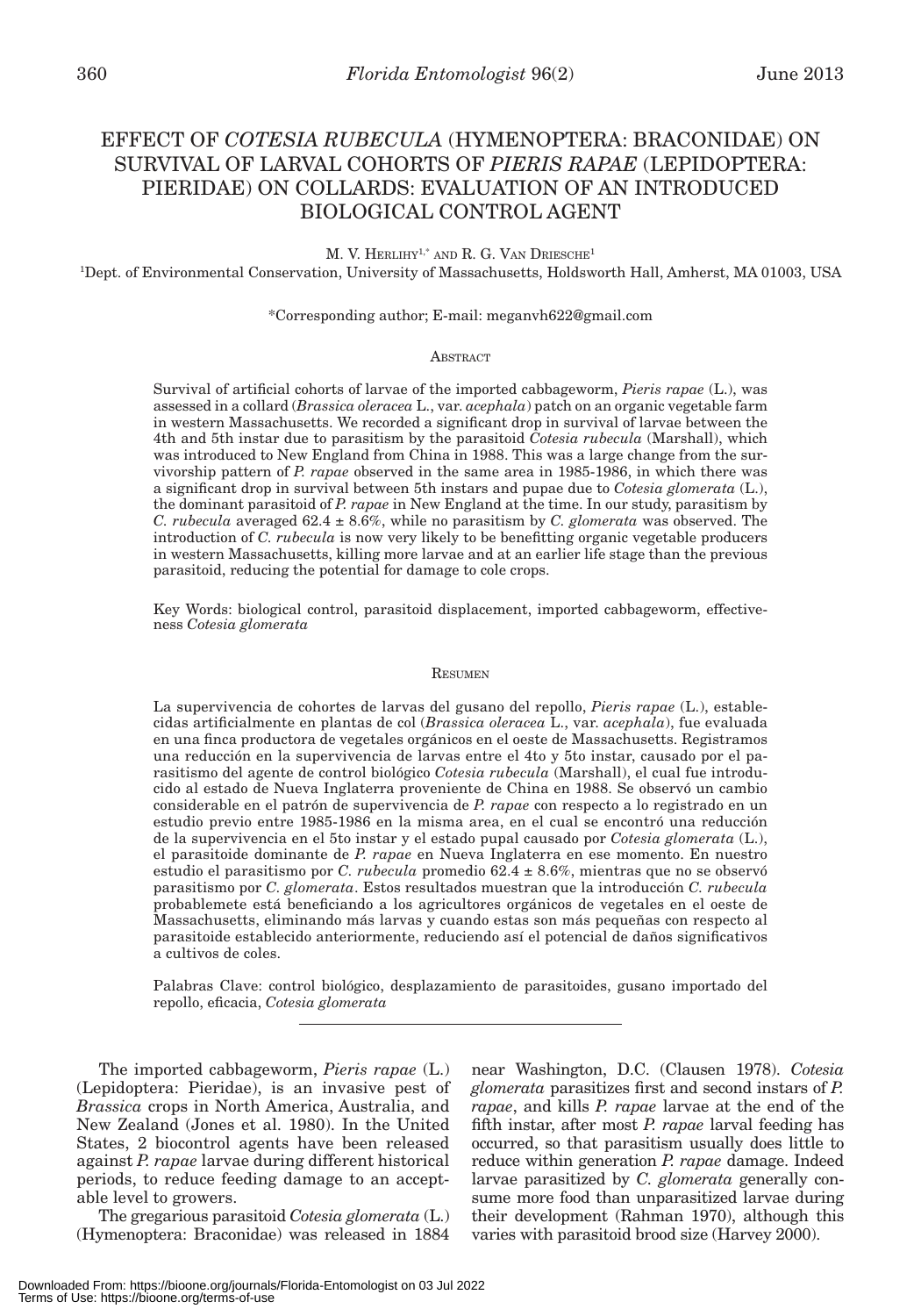# EFFECT OF *COTESIA RUBECULA* (HYMENOPTERA: BRACONIDAE) ON SURVIVAL OF LARVAL COHORTS OF *PIERIS RAPAE* (LEPIDOPTERA: PIERIDAE) ON COLLARDS: EVALUATION OF AN INTRODUCED BIOLOGICAL CONTROL AGENT

M. V. HERLIHY[1,*] AND R. G. VAN DRIESCHE[1]

[1]Dept. of Environmental Conservation, University of Massachusetts, Holdsworth Hall, Amherst, MA 01003, USA

*Corresponding author; E-mail: meganvh622@gmail.com

## ABSTRACT

Survival of artificial cohorts of larvae of the imported cabbageworm, *Pieris rapae* (L.), was assessed in a collard (*Brassica oleracea* L., var. *acephala*) patch on an organic vegetable farm in western Massachusetts. We recorded a significant drop in survival of larvae between the 4th and 5th instar due to parasitism by the parasitoid *Cotesia rubecula* (Marshall), which was introduced to New England from China in 1988. This was a large change from the survivorship pattern of *P. rapae* observed in the same area in 1985-1986, in which there was a significant drop in survival between 5th instars and pupae due to *Cotesia glomerata* (L.), the dominant parasitoid of *P. rapae* in New England at the time. In our study, parasitism by *C. rubecula* averaged 62.4 ± 8.6%, while no parasitism by *C. glomerata* was observed. The introduction of *C. rubecula* is now very likely to be benefitting organic vegetable producers in western Massachusetts, killing more larvae and at an earlier life stage than the previous parasitoid, reducing the potential for damage to cole crops.

Key Words: biological control, parasitoid displacement, imported cabbageworm, effectiveness *Cotesia glomerata*

## RESUMEN

La supervivencia de cohortes de larvas del gusano del repollo, *Pieris rapae* (L.), establecidas artificialmente en plantas de col (*Brassica oleracea* L., var. *acephala*), fue evaluada en una finca productora de vegetales orgánicos en el oeste de Massachusetts. Registramos una reducción en la supervivencia de larvas entre el 4to y 5to instar, causado por el parasitismo del agente de control biológico *Cotesia rubecula* (Marshall), el cual fue introducido al estado de Nueva Inglaterra proveniente de China en 1988. Se observó un cambio considerable en el patrón de supervivencia de *P. rapae* con respecto a lo registrado en un estudio previo entre 1985-1986 en la misma area, en el cual se encontró una reducción de la supervivencia en el 5to instar y el estado pupal causado por *Cotesia glomerata* (L.), el parasitoide dominante de *P. rapae* en Nueva Inglaterra en ese momento. En nuestro estudio el parasitismo por *C. rubecula* promedio 62.4 ± 8.6%, mientras que no se observó parasitismo por *C. glomerata*. Estos resultados muestran que la introducción *C. rubecula* probablemete está beneficiando a los agricultores orgánicos de vegetales en el oeste de Massachusetts, eliminando más larvas y cuando estas son más pequeñas con respecto al parasitoide establecido anteriormente, reduciendo así el potencial de daños significativos a cultivos de coles.

Palabras Clave: control biológico, desplazamiento de parasitoides, gusano importado del repollo, eficacia, *Cotesia glomerata*

---

The imported cabbageworm, *Pieris rapae* (L.) (Lepidoptera: Pieridae), is an invasive pest of *Brassica* crops in North America, Australia, and New Zealand (Jones et al. 1980). In the United States, 2 biocontrol agents have been released against *P. rapae* larvae during different historical periods, to reduce feeding damage to an acceptable level to growers.

The gregarious parasitoid *Cotesia glomerata* (L.) (Hymenoptera: Braconidae) was released in 1884 near Washington, D.C. (Clausen 1978). *Cotesia glomerata* parasitizes first and second instars of *P. rapae*, and kills *P. rapae* larvae at the end of the fifth instar, after most *P. rapae* larval feeding has occurred, so that parasitism usually does little to reduce within generation *P. rapae* damage. Indeed larvae parasitized by *C. glomerata* generally consume more food than unparasitized larvae during their development (Rahman 1970), although this varies with parasitoid brood size (Harvey 2000).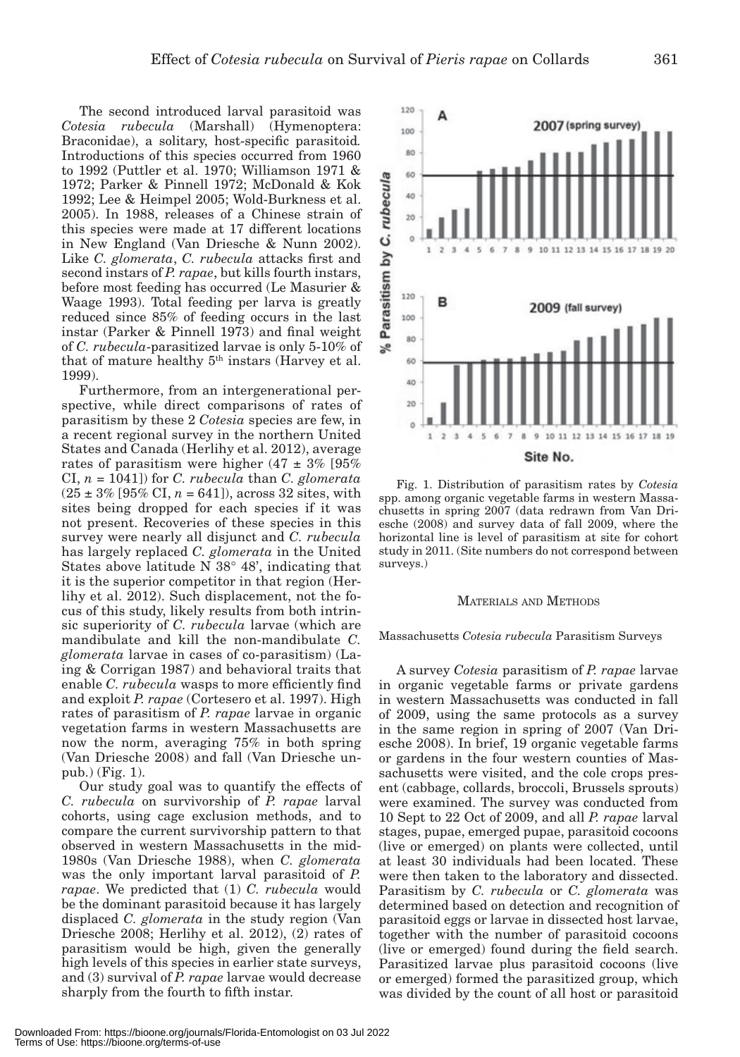The second introduced larval parasitoid was *Cotesia rubecula* (Marshall) (Hymenoptera: Braconidae), a solitary, host-specific parasitoid. Introductions of this species occurred from 1960 to 1992 (Puttler et al. 1970; Williamson 1971 & 1972; Parker & Pinnell 1972; McDonald & Kok 1992; Lee & Heimpel 2005; Wold-Burkness et al. 2005). In 1988, releases of a Chinese strain of this species were made at 17 different locations in New England (Van Driesche & Nunn 2002). Like *C. glomerata*, *C. rubecula* attacks first and second instars of *P. rapae*, but kills fourth instars, before most feeding has occurred (Le Masurier & Waage 1993). Total feeding per larva is greatly reduced since 85% of feeding occurs in the last instar (Parker & Pinnell 1973) and final weight of *C. rubecula*-parasitized larvae is only 5-10% of that of mature healthy 5th instars (Harvey et al. 1999).

Furthermore, from an intergenerational perspective, while direct comparisons of rates of parasitism by these 2 *Cotesia* species are few, in a recent regional survey in the northern United States and Canada (Herlihy et al. 2012), average rates of parasitism were higher (47 ± 3% [95% CI, $n$ = 1041]) for *C. rubecula* than *C. glomerata* (25 ± 3% [95% CI, $n$ = 641]), across 32 sites, with sites being dropped for each species if it was not present. Recoveries of these species in this survey were nearly all disjunct and *C. rubecula* has largely replaced *C. glomerata* in the United States above latitude N 38° 48', indicating that it is the superior competitor in that region (Herlihy et al. 2012). Such displacement, not the focus of this study, likely results from both intrinsic superiority of *C. rubecula* larvae (which are mandibulate and kill the non-mandibulate *C. glomerata* larvae in cases of co-parasitism) (Laing & Corrigan 1987) and behavioral traits that enable *C. rubecula* wasps to more efficiently find and exploit *P. rapae* (Cortesero et al. 1997). High rates of parasitism of *P. rapae* larvae in organic vegetation farms in western Massachusetts are now the norm, averaging 75% in both spring (Van Driesche 2008) and fall (Van Driesche unpub.) (Fig. 1).

Our study goal was to quantify the effects of *C. rubecula* on survivorship of *P. rapae* larval cohorts, using cage exclusion methods, and to compare the current survivorship pattern to that observed in western Massachusetts in the mid-1980s (Van Driesche 1988), when *C. glomerata* was the only important larval parasitoid of *P. rapae*. We predicted that (1) *C. rubecula* would be the dominant parasitoid because it has largely displaced *C. glomerata* in the study region (Van Driesche 2008; Herlihy et al. 2012), (2) rates of parasitism would be high, given the generally high levels of this species in earlier state surveys, and (3) survival of *P. rapae* larvae would decrease sharply from the fourth to fifth instar.

Fig. 1. Distribution of parasitism rates by *Cotesia* spp. among organic vegetable farms in western Massachusetts in spring 2007 (data redrawn from Van Driesche (2008) and survey data of fall 2009, where the horizontal line is level of parasitism at site for cohort study in 2011. (Site numbers do not correspond between surveys.)

## MATERIALS AND METHODS

### Massachusetts *Cotesia rubecula* Parasitism Surveys

A survey *Cotesia* parasitism of *P. rapae* larvae in organic vegetable farms or private gardens in western Massachusetts was conducted in fall of 2009, using the same protocols as a survey in the same region in spring of 2007 (Van Driesche 2008). In brief, 19 organic vegetable farms or gardens in the four western counties of Massachusetts were visited, and the cole crops present (cabbage, collards, broccoli, Brussels sprouts) were examined. The survey was conducted from 10 Sept to 22 Oct of 2009, and all *P. rapae* larval stages, pupae, emerged pupae, parasitoid cocoons (live or emerged) on plants were collected, until at least 30 individuals had been located. These were then taken to the laboratory and dissected. Parasitism by *C. rubecula* or *C. glomerata* was determined based on detection and recognition of parasitoid eggs or larvae in dissected host larvae, together with the number of parasitoid cocoons (live or emerged) found during the field search. Parasitized larvae plus parasitoid cocoons (live or emerged) formed the parasitized group, which was divided by the count of all host or parasitoid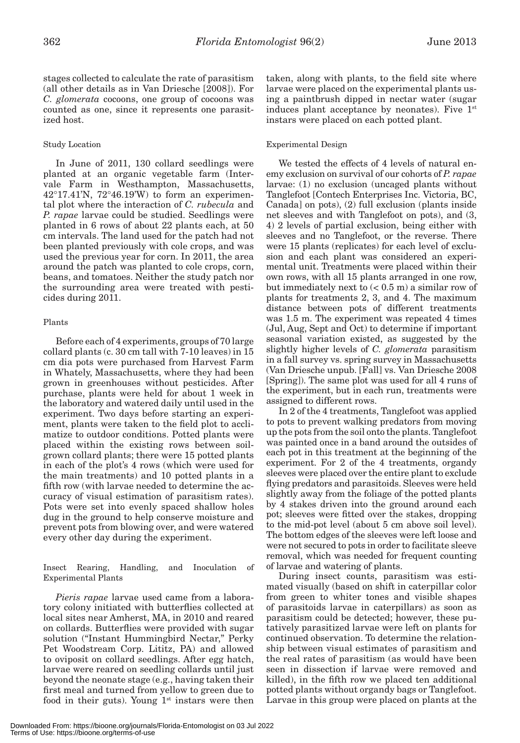stages collected to calculate the rate of parasitism (all other details as in Van Driesche [2008]). For *C. glomerata* cocoons, one group of cocoons was counted as one, since it represents one parasitized host.

### Study Location

In June of 2011, 130 collard seedlings were planted at an organic vegetable farm (Intervale Farm in Westhampton, Massachusetts, 42°17.41'N, 72°46.19'W) to form an experimental plot where the interaction of *C. rubecula* and *P. rapae* larvae could be studied. Seedlings were planted in 6 rows of about 22 plants each, at 50 cm intervals. The land used for the patch had not been planted previously with cole crops, and was used the previous year for corn. In 2011, the area around the patch was planted to cole crops, corn, beans, and tomatoes. Neither the study patch nor the surrounding area were treated with pesticides during 2011.

### Plants

Before each of 4 experiments, groups of 70 large collard plants (c. 30 cm tall with 7-10 leaves) in 15 cm dia pots were purchased from Harvest Farm in Whately, Massachusetts, where they had been grown in greenhouses without pesticides. After purchase, plants were held for about 1 week in the laboratory and watered daily until used in the experiment. Two days before starting an experiment, plants were taken to the field plot to acclimatize to outdoor conditions. Potted plants were placed within the existing rows between soil-grown collard plants; there were 15 potted plants in each of the plot's 4 rows (which were used for the main treatments) and 10 potted plants in a fifth row (with larvae needed to determine the accuracy of visual estimation of parasitism rates). Pots were set into evenly spaced shallow holes dug in the ground to help conserve moisture and prevent pots from blowing over, and were watered every other day during the experiment.

### Insect Rearing, Handling, and Inoculation of Experimental Plants

*Pieris rapae* larvae used came from a laboratory colony initiated with butterflies collected at local sites near Amherst, MA, in 2010 and reared on collards. Butterflies were provided with sugar solution ("Instant Hummingbird Nectar," Perky Pet Woodstream Corp. Lititz, PA) and allowed to oviposit on collard seedlings. After egg hatch, larvae were reared on seedling collards until just beyond the neonate stage (e.g., having taken their first meal and turned from yellow to green due to food in their guts). Young 1st instars were then taken, along with plants, to the field site where larvae were placed on the experimental plants using a paintbrush dipped in nectar water (sugar induces plant acceptance by neonates). Five 1st instars were placed on each potted plant.

### Experimental Design

We tested the effects of 4 levels of natural enemy exclusion on survival of our cohorts of *P. rapae* larvae: (1) no exclusion (uncaged plants without Tanglefoot [Contech Enterprises Inc. Victoria, BC, Canada] on pots), (2) full exclusion (plants inside net sleeves and with Tanglefoot on pots), and (3, 4) 2 levels of partial exclusion, being either with sleeves and no Tanglefoot, or the reverse. There were 15 plants (replicates) for each level of exclusion and each plant was considered an experimental unit. Treatments were placed within their own rows, with all 15 plants arranged in one row, but immediately next to (< 0.5 m) a similar row of plants for treatments 2, 3, and 4. The maximum distance between pots of different treatments was 1.5 m. The experiment was repeated 4 times (Jul, Aug, Sept and Oct) to determine if important seasonal variation existed, as suggested by the slightly higher levels of *C. glomerata* parasitism in a fall survey vs. spring survey in Massachusetts (Van Driesche unpub. [Fall] vs. Van Driesche 2008 [Spring]). The same plot was used for all 4 runs of the experiment, but in each run, treatments were assigned to different rows.

In 2 of the 4 treatments, Tanglefoot was applied to pots to prevent walking predators from moving up the pots from the soil onto the plants. Tanglefoot was painted once in a band around the outsides of each pot in this treatment at the beginning of the experiment. For 2 of the 4 treatments, organdy sleeves were placed over the entire plant to exclude flying predators and parasitoids. Sleeves were held slightly away from the foliage of the potted plants by 4 stakes driven into the ground around each pot; sleeves were fitted over the stakes, dropping to the mid-pot level (about 5 cm above soil level). The bottom edges of the sleeves were left loose and were not secured to pots in order to facilitate sleeve removal, which was needed for frequent counting of larvae and watering of plants.

During insect counts, parasitism was estimated visually (based on shift in caterpillar color from green to whiter tones and visible shapes of parasitoids larvae in caterpillars) as soon as parasitism could be detected; however, these putatively parasitized larvae were left on plants for continued observation. To determine the relationship between visual estimates of parasitism and the real rates of parasitism (as would have been seen in dissection if larvae were removed and killed), in the fifth row we placed ten additional potted plants without organdy bags or Tanglefoot. Larvae in this group were placed on plants at the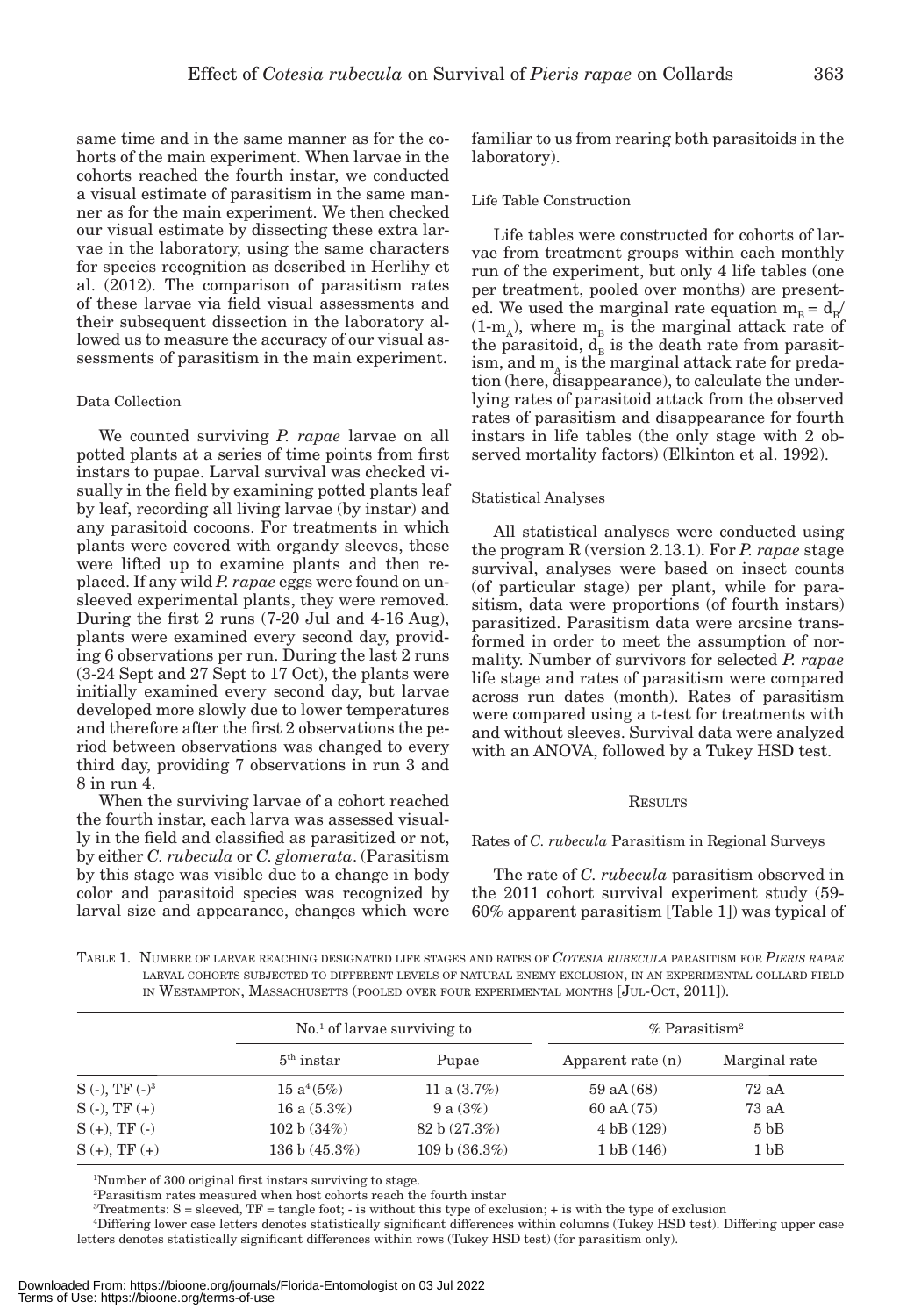same time and in the same manner as for the cohorts of the main experiment. When larvae in the cohorts reached the fourth instar, we conducted a visual estimate of parasitism in the same manner as for the main experiment. We then checked our visual estimate by dissecting these extra larvae in the laboratory, using the same characters for species recognition as described in Herlihy et al. (2012). The comparison of parasitism rates of these larvae via field visual assessments and their subsequent dissection in the laboratory allowed us to measure the accuracy of our visual assessments of parasitism in the main experiment.

### Data Collection

We counted surviving *P. rapae* larvae on all potted plants at a series of time points from first instars to pupae. Larval survival was checked visually in the field by examining potted plants leaf by leaf, recording all living larvae (by instar) and any parasitoid cocoons. For treatments in which plants were covered with organdy sleeves, these were lifted up to examine plants and then replaced. If any wild *P. rapae* eggs were found on unsleeved experimental plants, they were removed. During the first 2 runs (7-20 Jul and 4-16 Aug), plants were examined every second day, providing 6 observations per run. During the last 2 runs (3-24 Sept and 27 Sept to 17 Oct), the plants were initially examined every second day, but larvae developed more slowly due to lower temperatures and therefore after the first 2 observations the period between observations was changed to every third day, providing 7 observations in run 3 and 8 in run 4.

When the surviving larvae of a cohort reached the fourth instar, each larva was assessed visually in the field and classified as parasitized or not, by either *C. rubecula* or *C. glomerata*. (Parasitism by this stage was visible due to a change in body color and parasitoid species was recognized by larval size and appearance, changes which were familiar to us from rearing both parasitoids in the laboratory).

### Life Table Construction

Life tables were constructed for cohorts of larvae from treatment groups within each monthly run of the experiment, but only 4 life tables (one per treatment, pooled over months) are presented. We used the marginal rate equation $m_B = d_B/(1-m_A)$, where $m_B$ is the marginal attack rate of the parasitoid, $d_B$ is the death rate from parasitism, and $m_A$ is the marginal attack rate for predation (here, disappearance), to calculate the underlying rates of parasitoid attack from the observed rates of parasitism and disappearance for fourth instars in life tables (the only stage with 2 observed mortality factors) (Elkinton et al. 1992).

### Statistical Analyses

All statistical analyses were conducted using the program R (version 2.13.1). For *P. rapae* stage survival, analyses were based on insect counts (of particular stage) per plant, while for parasitism, data were proportions (of fourth instars) parasitized. Parasitism data were arcsine transformed in order to meet the assumption of normality. Number of survivors for selected *P. rapae* life stage and rates of parasitism were compared across run dates (month). Rates of parasitism were compared using a t-test for treatments with and without sleeves. Survival data were analyzed with an ANOVA, followed by a Tukey HSD test.

## Results

### Rates of *C. rubecula* Parasitism in Regional Surveys

The rate of *C. rubecula* parasitism observed in the 2011 cohort survival experiment study (59-60% apparent parasitism [Table 1]) was typical of

TABLE 1. NUMBER OF LARVAE REACHING DESIGNATED LIFE STAGES AND RATES OF *COTESIA RUBECULA* PARASITISM FOR *PIERIS RAPAE* LARVAL COHORTS SUBJECTED TO DIFFERENT LEVELS OF NATURAL ENEMY EXCLUSION, IN AN EXPERIMENTAL COLLARD FIELD IN WESTAMPTON, MASSACHUSETTS (POOLED OVER FOUR EXPERIMENTAL MONTHS [JUL-OCT, 2011]).

| | No.[1] of larvae surviving to | | % Parasitism[2] | |
|---|---|---|---|---|
| | 5th instar | Pupae | Apparent rate (n) | Marginal rate |
| S (-), TF (-)[3] | 15 a[4] (5%) | 11 a (3.7%) | 59 aA (68) | 72 aA |
| S (-), TF (+) | 16 a (5.3%) | 9 a (3%) | 60 aA (75) | 73 aA |
| S (+), TF (-) | 102 b (34%) | 82 b (27.3%) | 4 bB (129) | 5 bB |
| S (+), TF (+) | 136 b (45.3%) | 109 b (36.3%) | 1 bB (146) | 1 bB |

[1]Number of 300 original first instars surviving to stage.

[2]Parasitism rates measured when host cohorts reach the fourth instar

[3]Treatments: S = sleeved, TF = tangle foot; - is without this type of exclusion; + is with the type of exclusion

[4]Differing lower case letters denotes statistically significant differences within columns (Tukey HSD test). Differing upper case letters denotes statistically significant differences within rows (Tukey HSD test) (for parasitism only).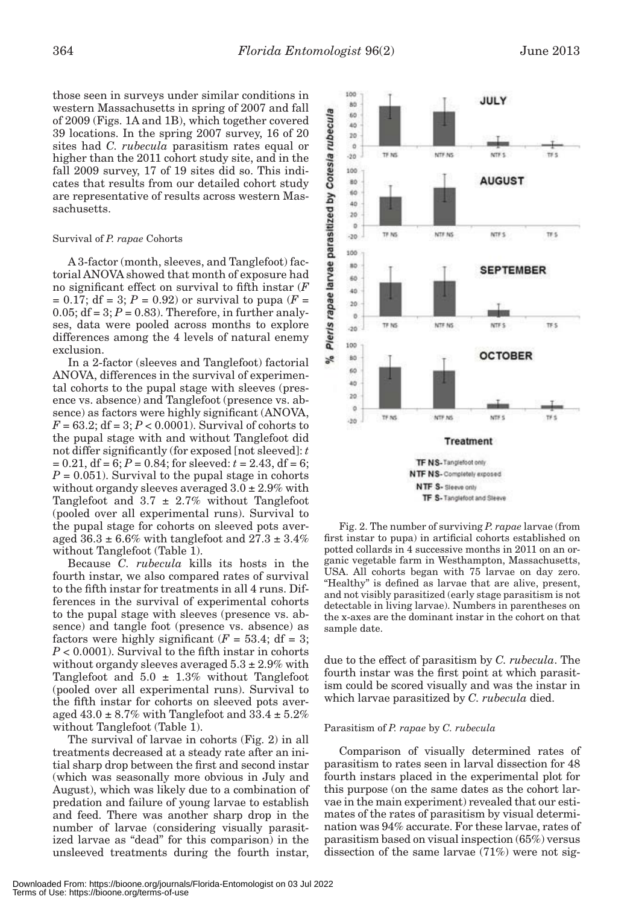those seen in surveys under similar conditions in western Massachusetts in spring of 2007 and fall of 2009 (Figs. 1A and 1B), which together covered 39 locations. In the spring 2007 survey, 16 of 20 sites had *C. rubecula* parasitism rates equal or higher than the 2011 cohort study site, and in the fall 2009 survey, 17 of 19 sites did so. This indicates that results from our detailed cohort study are representative of results across western Massachusetts.

### Survival of *P. rapae* Cohorts

A 3-factor (month, sleeves, and Tanglefoot) factorial ANOVA showed that month of exposure had no significant effect on survival to fifth instar ($F = 0.17$; df = 3; $P = 0.92$) or survival to pupa ($F = 0.05$; df = 3; $P = 0.83$). Therefore, in further analyses, data were pooled across months to explore differences among the 4 levels of natural enemy exclusion.

In a 2-factor (sleeves and Tanglefoot) factorial ANOVA, differences in the survival of experimental cohorts to the pupal stage with sleeves (presence vs. absence) and Tanglefoot (presence vs. absence) as factors were highly significant (ANOVA, $F = 63.2$; df = 3; $P < 0.0001$). Survival of cohorts to the pupal stage with and without Tanglefoot did not differ significantly (for exposed [not sleeved]: $t = 0.21$, df = 6; $P = 0.84$; for sleeved: $t = 2.43$, df = 6; $P = 0.051$). Survival to the pupal stage in cohorts without organdy sleeves averaged $3.0 \pm 2.9\%$ with Tanglefoot and $3.7 \pm 2.7\%$ without Tanglefoot (pooled over all experimental runs). Survival to the pupal stage for cohorts on sleeved pots averaged $36.3 \pm 6.6\%$ with tanglefoot and $27.3 \pm 3.4\%$ without Tanglefoot (Table 1).

Because *C. rubecula* kills its hosts in the fourth instar, we also compared rates of survival to the fifth instar for treatments in all 4 runs. Differences in the survival of experimental cohorts to the pupal stage with sleeves (presence vs. absence) and tangle foot (presence vs. absence) as factors were highly significant ($F = 53.4$; df = 3; $P < 0.0001$). Survival to the fifth instar in cohorts without organdy sleeves averaged $5.3 \pm 2.9\%$ with Tanglefoot and $5.0 \pm 1.3\%$ without Tanglefoot (pooled over all experimental runs). Survival to the fifth instar for cohorts on sleeved pots averaged $43.0 \pm 8.7\%$ with Tanglefoot and $33.4 \pm 5.2\%$ without Tanglefoot (Table 1).

The survival of larvae in cohorts (Fig. 2) in all treatments decreased at a steady rate after an initial sharp drop between the first and second instar (which was seasonally more obvious in July and August), which was likely due to a combination of predation and failure of young larvae to establish and feed. There was another sharp drop in the number of larvae (considering visually parasitized larvae as "dead" for this comparison) in the unsleeved treatments during the fourth instar, due to the effect of parasitism by *C. rubecula*. The fourth instar was the first point at which parasitism could be scored visually and was the instar in which larvae parasitized by *C. rubecula* died.

Fig. 2. The number of surviving *P. rapae* larvae (from first instar to pupa) in artificial cohorts established on potted collards in 4 successive months in 2011 on an organic vegetable farm in Westhampton, Massachusetts, USA. All cohorts began with 75 larvae on day zero. "Healthy" is defined as larvae that are alive, present, and not visibly parasitized (early stage parasitism is not detectable in living larvae). Numbers in parentheses on the x-axes are the dominant instar in the cohort on that sample date.

### Parasitism of *P. rapae* by *C. rubecula*

Comparison of visually determined rates of parasitism to rates seen in larval dissection for 48 fourth instars placed in the experimental plot for this purpose (on the same dates as the cohort larvae in the main experiment) revealed that our estimates of the rates of parasitism by visual determination was 94% accurate. For these larvae, rates of parasitism based on visual inspection (65%) versus dissection of the same larvae (71%) were not sig-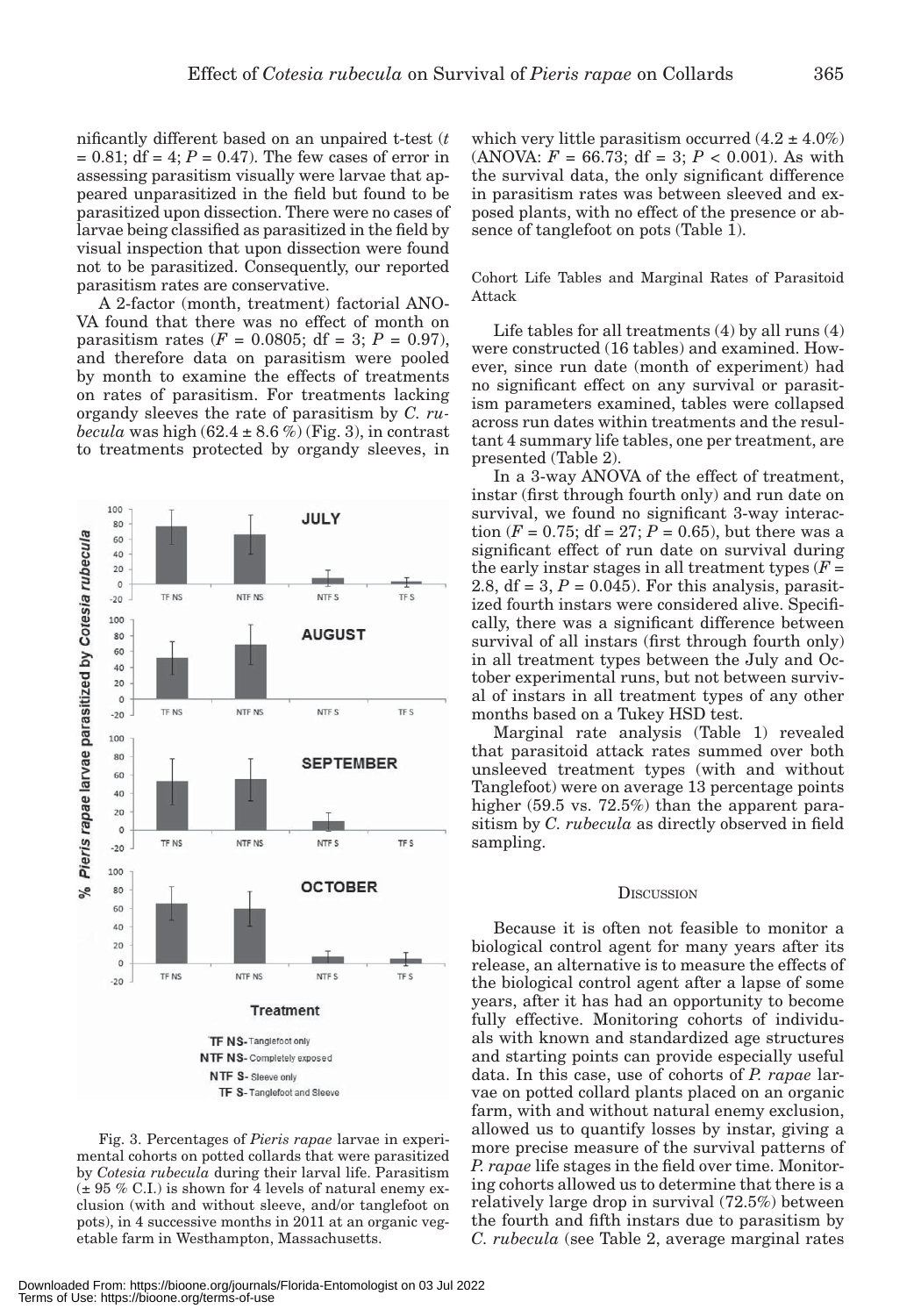nificantly different based on an unpaired t-test ($t = 0.81$; df = 4; $P = 0.47$). The few cases of error in assessing parasitism visually were larvae that appeared unparasitized in the field but found to be parasitized upon dissection. There were no cases of larvae being classified as parasitized in the field by visual inspection that upon dissection were found not to be parasitized. Consequently, our reported parasitism rates are conservative.

A 2-factor (month, treatment) factorial ANOVA found that there was no effect of month on parasitism rates ($F = 0.0805$; df = 3; $P = 0.97$), and therefore data on parasitism were pooled by month to examine the effects of treatments on rates of parasitism. For treatments lacking organdy sleeves the rate of parasitism by *C. rubecula* was high (62.4 ± 8.6 %) (Fig. 3), in contrast to treatments protected by organdy sleeves, in which very little parasitism occurred (4.2 ± 4.0%) (ANOVA: $F = 66.73$; df = 3; $P < 0.001$). As with the survival data, the only significant difference in parasitism rates was between sleeved and exposed plants, with no effect of the presence or absence of tanglefoot on pots (Table 1).

Fig. 3. Percentages of *Pieris rapae* larvae in experimental cohorts on potted collards that were parasitized by *Cotesia rubecula* during their larval life. Parasitism (± 95 % C.I.) is shown for 4 levels of natural enemy exclusion (with and without sleeve, and/or tanglefoot on pots), in 4 successive months in 2011 at an organic vegetable farm in Westhampton, Massachusetts.

### Cohort Life Tables and Marginal Rates of Parasitoid Attack

Life tables for all treatments (4) by all runs (4) were constructed (16 tables) and examined. However, since run date (month of experiment) had no significant effect on any survival or parasitism parameters examined, tables were collapsed across run dates within treatments and the resultant 4 summary life tables, one per treatment, are presented (Table 2).

In a 3-way ANOVA of the effect of treatment, instar (first through fourth only) and run date on survival, we found no significant 3-way interaction ($F = 0.75$; df = 27; $P = 0.65$), but there was a significant effect of run date on survival during the early instar stages in all treatment types ($F = 2.8$, df = 3, $P = 0.045$). For this analysis, parasitized fourth instars were considered alive. Specifically, there was a significant difference between survival of all instars (first through fourth only) in all treatment types between the July and October experimental runs, but not between survival of instars in all treatment types of any other months based on a Tukey HSD test.

Marginal rate analysis (Table 1) revealed that parasitoid attack rates summed over both unsleeved treatment types (with and without Tanglefoot) were on average 13 percentage points higher (59.5 vs. 72.5%) than the apparent parasitism by *C. rubecula* as directly observed in field sampling.

## Discussion

Because it is often not feasible to monitor a biological control agent for many years after its release, an alternative is to measure the effects of the biological control agent after a lapse of some years, after it has had an opportunity to become fully effective. Monitoring cohorts of individuals with known and standardized age structures and starting points can provide especially useful data. In this case, use of cohorts of *P. rapae* larvae on potted collard plants placed on an organic farm, with and without natural enemy exclusion, allowed us to quantify losses by instar, giving a more precise measure of the survival patterns of *P. rapae* life stages in the field over time. Monitoring cohorts allowed us to determine that there is a relatively large drop in survival (72.5%) between the fourth and fifth instars due to parasitism by *C. rubecula* (see Table 2, average marginal rates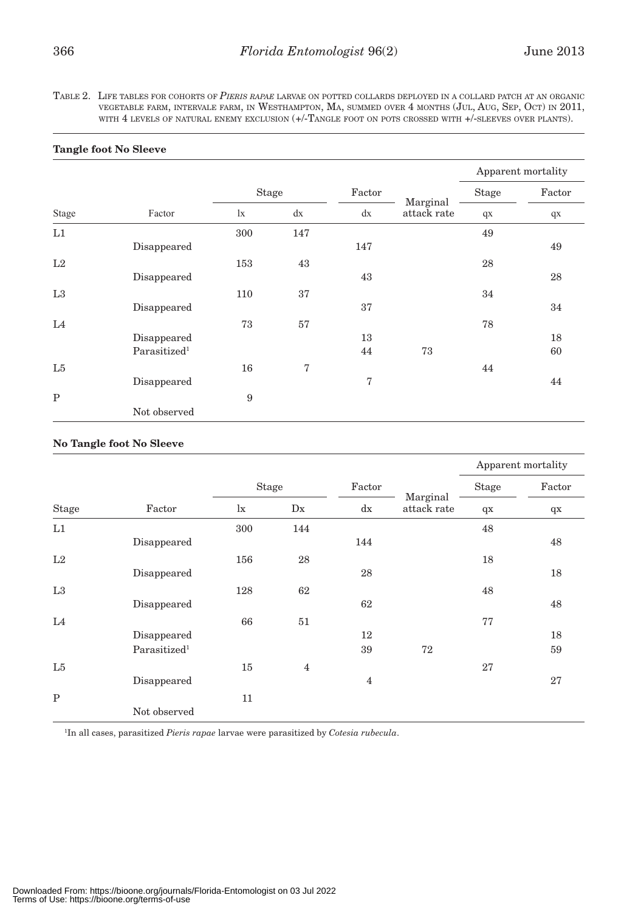TABLE 2. LIFE TABLES FOR COHORTS OF *PIERIS RAPAE* LARVAE ON POTTED COLLARDS DEPLOYED IN A COLLARD PATCH AT AN ORGANIC VEGETABLE FARM, INTERVALE FARM, IN WESTHAMPTON, MA, SUMMED OVER 4 MONTHS (JUL, AUG, SEP, OCT) IN 2011, WITH 4 LEVELS OF NATURAL ENEMY EXCLUSION (+/-TANGLE FOOT ON POTS CROSSED WITH +/-SLEEVES OVER PLANTS).

**Tangle foot No Sleeve**

| | | | | | | Apparent mortality | |
|---|---|---|---|---|---|---|---|
| | | Stage | | Factor | | Stage | Factor |
| Stage | Factor | lx | dx | dx | Marginal attack rate | qx | qx |
| L1 | | 300 | 147 | | | 49 | |
| | Disappeared | | | 147 | | | 49 |
| L2 | | 153 | 43 | | | 28 | |
| | Disappeared | | | 43 | | | 28 |
| L3 | | 110 | 37 | | | 34 | |
| | Disappeared | | | 37 | | | 34 |
| L4 | | 73 | 57 | | | 78 | |
| | Disappeared | | | 13 | | | 18 |
| | Parasitized[1] | | | 44 | 73 | | 60 |
| L5 | | 16 | 7 | | | 44 | |
| | Disappeared | | | 7 | | | 44 |
| P | | 9 | | | | | |
| | Not observed | | | | | | |

**No Tangle foot No Sleeve**

| | | | | | | Apparent mortality | |
|---|---|---|---|---|---|---|---|
| | | Stage | | Factor | | Stage | Factor |
| Stage | Factor | lx | Dx | dx | Marginal attack rate | qx | qx |
| L1 | | 300 | 144 | | | 48 | |
| | Disappeared | | | 144 | | | 48 |
| L2 | | 156 | 28 | | | 18 | |
| | Disappeared | | | 28 | | | 18 |
| L3 | | 128 | 62 | | | 48 | |
| | Disappeared | | | 62 | | | 48 |
| L4 | | 66 | 51 | | | 77 | |
| | Disappeared | | | 12 | | | 18 |
| | Parasitized[1] | | | 39 | 72 | | 59 |
| L5 | | 15 | 4 | | | 27 | |
| | Disappeared | | | 4 | | | 27 |
| P | | 11 | | | | | |
| | Not observed | | | | | | |

[1]In all cases, parasitized *Pieris rapae* larvae were parasitized by *Cotesia rubecula*.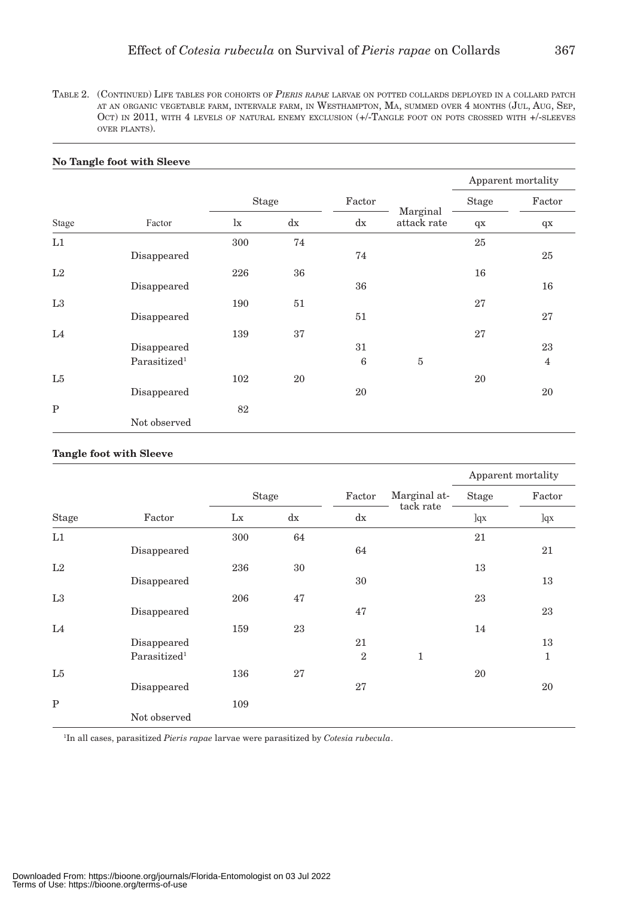Table 2. (Continued) Life tables for cohorts of *Pieris rapae* larvae on potted collards deployed in a collard patch at an organic vegetable farm, intervale farm, in Westhampton, Ma, summed over 4 months (Jul, Aug, Sep, Oct) in 2011, with 4 levels of natural enemy exclusion (+/-Tangle foot on pots crossed with +/-sleeves over plants).

**No Tangle foot with Sleeve**

| | | Stage | | Factor | Marginal attack rate | Apparent mortality | |
|---|---|---|---|---|---|---|---|
| | | | | | | Stage | Factor |
| Stage | Factor | lx | dx | dx | | qx | qx |
| L1 | | 300 | 74 | | | 25 | |
| | Disappeared | | | 74 | | | 25 |
| L2 | | 226 | 36 | | | 16 | |
| | Disappeared | | | 36 | | | 16 |
| L3 | | 190 | 51 | | | 27 | |
| | Disappeared | | | 51 | | | 27 |
| L4 | | 139 | 37 | | | 27 | |
| | Disappeared | | | 31 | | | 23 |
| | Parasitized[1] | | | 6 | 5 | | 4 |
| L5 | | 102 | 20 | | | 20 | |
| | Disappeared | | | 20 | | | 20 |
| P | | 82 | | | | | |
| | Not observed | | | | | | |

**Tangle foot with Sleeve**

| | | Stage | | Factor | Marginal attack rate | Apparent mortality | |
|---|---|---|---|---|---|---|---|
| | | | | | | Stage | Factor |
| Stage | Factor | Lx | dx | dx | | ]qx | ]qx |
| L1 | | 300 | 64 | | | 21 | |
| | Disappeared | | | 64 | | | 21 |
| L2 | | 236 | 30 | | | 13 | |
| | Disappeared | | | 30 | | | 13 |
| L3 | | 206 | 47 | | | 23 | |
| | Disappeared | | | 47 | | | 23 |
| L4 | | 159 | 23 | | | 14 | |
| | Disappeared | | | 21 | | | 13 |
| | Parasitized[1] | | | 2 | 1 | | 1 |
| L5 | | 136 | 27 | | | 20 | |
| | Disappeared | | | 27 | | | 20 |
| P | | 109 | | | | | |
| | Not observed | | | | | | |

[1]In all cases, parasitized *Pieris rapae* larvae were parasitized by *Cotesia rubecula*.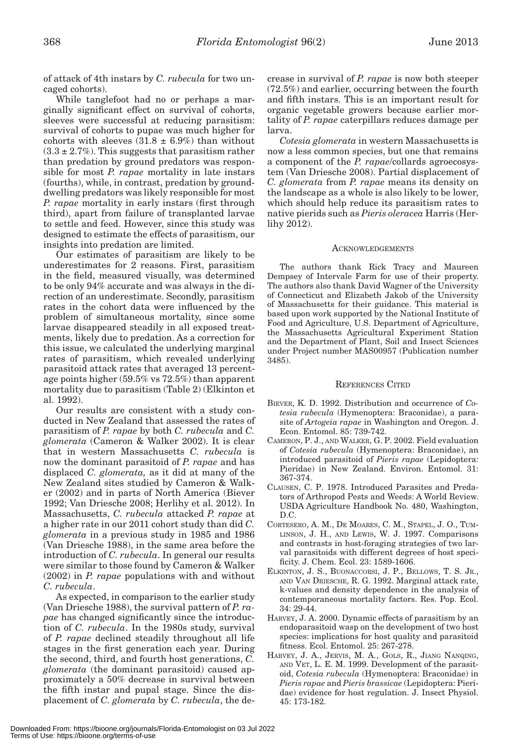of attack of 4th instars by *C. rubecula* for two uncaged cohorts).

While tanglefoot had no or perhaps a marginally significant effect on survival of cohorts, sleeves were successful at reducing parasitism: survival of cohorts to pupae was much higher for cohorts with sleeves (31.8 ± 6.9%) than without (3.3 ± 2.7%). This suggests that parasitism rather than predation by ground predators was responsible for most *P. rapae* mortality in late instars (fourths), while, in contrast, predation by ground-dwelling predators was likely responsible for most *P. rapae* mortality in early instars (first through third), apart from failure of transplanted larvae to settle and feed. However, since this study was designed to estimate the effects of parasitism, our insights into predation are limited.

Our estimates of parasitism are likely to be underestimates for 2 reasons. First, parasitism in the field, measured visually, was determined to be only 94% accurate and was always in the direction of an underestimate. Secondly, parasitism rates in the cohort data were influenced by the problem of simultaneous mortality, since some larvae disappeared steadily in all exposed treatments, likely due to predation. As a correction for this issue, we calculated the underlying marginal rates of parasitism, which revealed underlying parasitoid attack rates that averaged 13 percentage points higher (59.5% vs 72.5%) than apparent mortality due to parasitism (Table 2) (Elkinton et al. 1992).

Our results are consistent with a study conducted in New Zealand that assessed the rates of parasitism of *P. rapae* by both *C. rubecula* and *C. glomerata* (Cameron & Walker 2002). It is clear that in western Massachusetts *C. rubecula* is now the dominant parasitoid of *P. rapae* and has displaced *C. glomerata,* as it did at many of the New Zealand sites studied by Cameron & Walker (2002) and in parts of North America (Biever 1992; Van Driesche 2008; Herlihy et al. 2012). In Massachusetts, *C. rubecula* attacked *P. rapae* at a higher rate in our 2011 cohort study than did *C. glomerata* in a previous study in 1985 and 1986 (Van Driesche 1988), in the same area before the introduction of *C. rubecula*. In general our results were similar to those found by Cameron & Walker (2002) in *P. rapae* populations with and without *C. rubecula*.

As expected, in comparison to the earlier study (Van Driesche 1988), the survival pattern of *P. rapae* has changed significantly since the introduction of *C. rubecula*. In the 1980s study, survival of *P. rapae* declined steadily throughout all life stages in the first generation each year. During the second, third, and fourth host generations, *C. glomerata* (the dominant parasitoid) caused approximately a 50% decrease in survival between the fifth instar and pupal stage. Since the displacement of *C. glomerata* by *C. rubecula*, the decrease in survival of *P. rapae* is now both steeper (72.5%) and earlier, occurring between the fourth and fifth instars. This is an important result for organic vegetable growers because earlier mortality of *P. rapae* caterpillars reduces damage per larva.

*Cotesia glomerata* in western Massachusetts is now a less common species, but one that remains a component of the *P. rapae*/collards agroecosystem (Van Driesche 2008). Partial displacement of *C. glomerata* from *P. rapae* means its density on the landscape as a whole is also likely to be lower, which should help reduce its parasitism rates to native pierids such as *Pieris oleracea* Harris (Herlihy 2012).

## Acknowledgements

The authors thank Rick Tracy and Maureen Dempsey of Intervale Farm for use of their property. The authors also thank David Wagner of the University of Connecticut and Elizabeth Jakob of the University of Massachusetts for their guidance. This material is based upon work supported by the National Institute of Food and Agriculture, U.S. Department of Agriculture, the Massachusetts Agricultural Experiment Station and the Department of Plant, Soil and Insect Sciences under Project number MAS00957 (Publication number 3485).

## References Cited

Biever, K. D. 1992. Distribution and occurrence of *Cotesia rubecula* (Hymenoptera: Braconidae), a parasite of *Artogeia rapae* in Washington and Oregon. J. Econ. Entomol. 85: 739-742.

Cameron, P. J., and Walker, G. P. 2002. Field evaluation of *Cotesia rubecula* (Hymenoptera: Braconidae), an introduced parasitoid of *Pieris rapae* (Lepidoptera: Pieridae) in New Zealand. Environ. Entomol. 31: 367-374.

Clausen, C. P. 1978. Introduced Parasites and Predators of Arthropod Pests and Weeds: A World Review. USDA Agriculture Handbook No. 480, Washington, D.C.

Cortesero, A. M., De Moares, C. M., Stapel, J. O., Tumlinson, J. H., and Lewis, W. J. 1997. Comparisons and contrasts in host-foraging strategies of two larval parasitoids with different degrees of host specificity. J. Chem. Ecol. 23: 1589-1606.

Elkinton, J. S., Buonaccorsi, J. P., Bellows, T. S. Jr., and Van Driesche, R. G. 1992. Marginal attack rate, k-values and density dependence in the analysis of contemporaneous mortality factors. Res. Pop. Ecol. 34: 29-44.

Harvey, J. A. 2000. Dynamic effects of parasitism by an endoparasitoid wasp on the development of two host species: implications for host quality and parasitoid fitness. Ecol. Entomol. 25: 267-278.

Harvey, J. A., Jervis, M. A., Gols, R., Jiang Nanqing, and Vet, L. E. M. 1999. Development of the parasitoid, *Cotesia rubecula* (Hymenoptera: Braconidae) in *Pieris rapae* and *Pieris brassicae* (Lepidoptera: Pieridae) evidence for host regulation. J. Insect Physiol. 45: 173-182.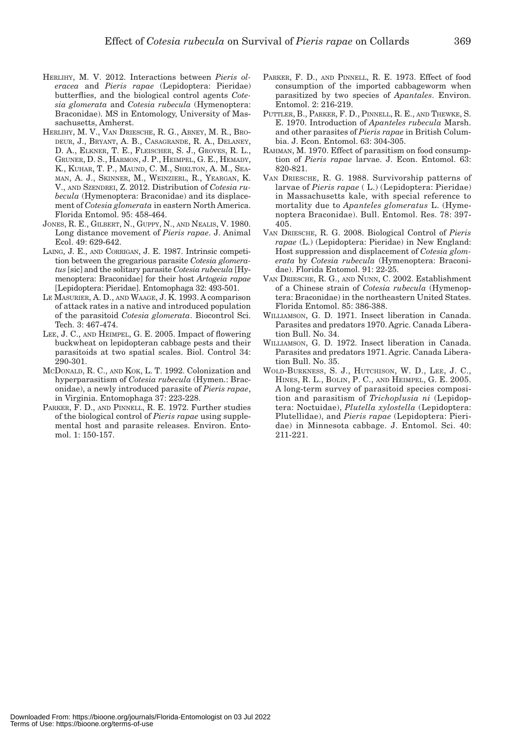HERLIHY, M. V. 2012. Interactions between *Pieris oleracea* and *Pieris rapae* (Lepidoptera: Pieridae) butterflies, and the biological control agents *Cotesia glomerata* and *Cotesia rubecula* (Hymenoptera: Braconidae). MS in Entomology, University of Massachusetts, Amherst.

HERLIHY, M. V., VAN DRIESCHE, R. G., ABNEY, M. R., BRODEUR, J., BRYANT, A. B., CASAGRANDE, R. A., DELANEY, D. A., ELKNER, T. E., FLEISCHER, S. J., GROVES, R. L., GRUNER, D. S., HARMON, J. P., HEIMPEL, G. E., HEMADY, K., KUHAR, T. P., MAUND, C. M., SHELTON, A. M., SEAMAN, A. J., SKINNER, M., WEINZIERL, R., YEARGAN, K. V., AND SZENDREI, Z. 2012. Distribution of *Cotesia rubecula* (Hymenoptera: Braconidae) and its displacement of *Cotesia glomerata* in eastern North America. Florida Entomol. 95: 458-464.

JONES, R. E., GILBERT, N., GUPPY, N., AND NEALIS, V. 1980. Long distance movement of *Pieris rapae*. J. Animal Ecol. 49: 629-642.

LAING, J. E., AND CORRIGAN, J. E. 1987. Intrinsic competition between the gregarious parasite *Cotesia glomeratus* [sic] and the solitary parasite *Cotesia rubecula* [Hymenoptera: Braconidae] for their host *Artogeia rapae* [Lepidoptera: Pieridae]. Entomophaga 32: 493-501.

LE MASURIER, A. D., AND WAAGE, J. K. 1993. A comparison of attack rates in a native and introduced population of the parasitoid *Cotesia glomerata*. Biocontrol Sci. Tech. 3: 467-474.

LEE, J. C., AND HEIMPEL, G. E. 2005. Impact of flowering buckwheat on lepidopteran cabbage pests and their parasitoids at two spatial scales. Biol. Control 34: 290-301.

MCDONALD, R. C., AND KOK, L. T. 1992. Colonization and hyperparasitism of *Cotesia rubecula* (Hymen.: Braconidae), a newly introduced parasite of *Pieris rapae*, in Virginia. Entomophaga 37: 223-228.

PARKER, F. D., AND PINNELL, R. E. 1972. Further studies of the biological control of *Pieris rapae* using supplemental host and parasite releases. Environ. Entomol. 1: 150-157.

PARKER, F. D., AND PINNELL, R. E. 1973. Effect of food consumption of the imported cabbageworm when parasitized by two species of *Apantales*. Environ. Entomol. 2: 216-219.

PUTTLER, B., PARKER, F. D., PINNELL, R. E., AND THEWKE, S. E. 1970. Introduction of *Apanteles rubecula* Marsh. and other parasites of *Pieris rapae* in British Columbia. J. Econ. Entomol. 63: 304-305.

RAHMAN, M. 1970. Effect of parasitism on food consumption of *Pieris rapae* larvae. J. Econ. Entomol. 63: 820-821.

VAN DRIESCHE, R. G. 1988. Survivorship patterns of larvae of *Pieris rapae* ( L.) (Lepidoptera: Pieridae) in Massachusetts kale, with special reference to mortality due to *Apanteles glomeratus* L. (Hymenoptera Braconidae). Bull. Entomol. Res. 78: 397-405.

VAN DRIESCHE, R. G. 2008. Biological Control of *Pieris rapae* (L.) (Lepidoptera: Pieridae) in New England: Host suppression and displacement of *Cotesia glomerata* by *Cotesia rubecula* (Hymenoptera: Braconidae). Florida Entomol. 91: 22-25.

VAN DRIESCHE, R. G., AND NUNN, C. 2002. Establishment of a Chinese strain of *Cotesia rubecula* (Hymenoptera: Braconidae) in the northeastern United States. Florida Entomol. 85: 386-388.

WILLIAMSON, G. D. 1971. Insect liberation in Canada. Parasites and predators 1970. Agric. Canada Liberation Bull. No. 34.

WILLIAMSON, G. D. 1972. Insect liberation in Canada. Parasites and predators 1971. Agric. Canada Liberation Bull. No. 35.

WOLD-BURKNESS, S. J., HUTCHISON, W. D., LEE, J. C., HINES, R. L., BOLIN, P. C., AND HEIMPEL, G. E. 2005. A long-term survey of parasitoid species composition and parasitism of *Trichoplusia ni* (Lepidoptera: Noctuidae), *Plutella xylostella* (Lepidoptera: Plutellidae), and *Pieris rapae* (Lepidoptera: Pieridae) in Minnesota cabbage. J. Entomol. Sci. 40: 211-221.